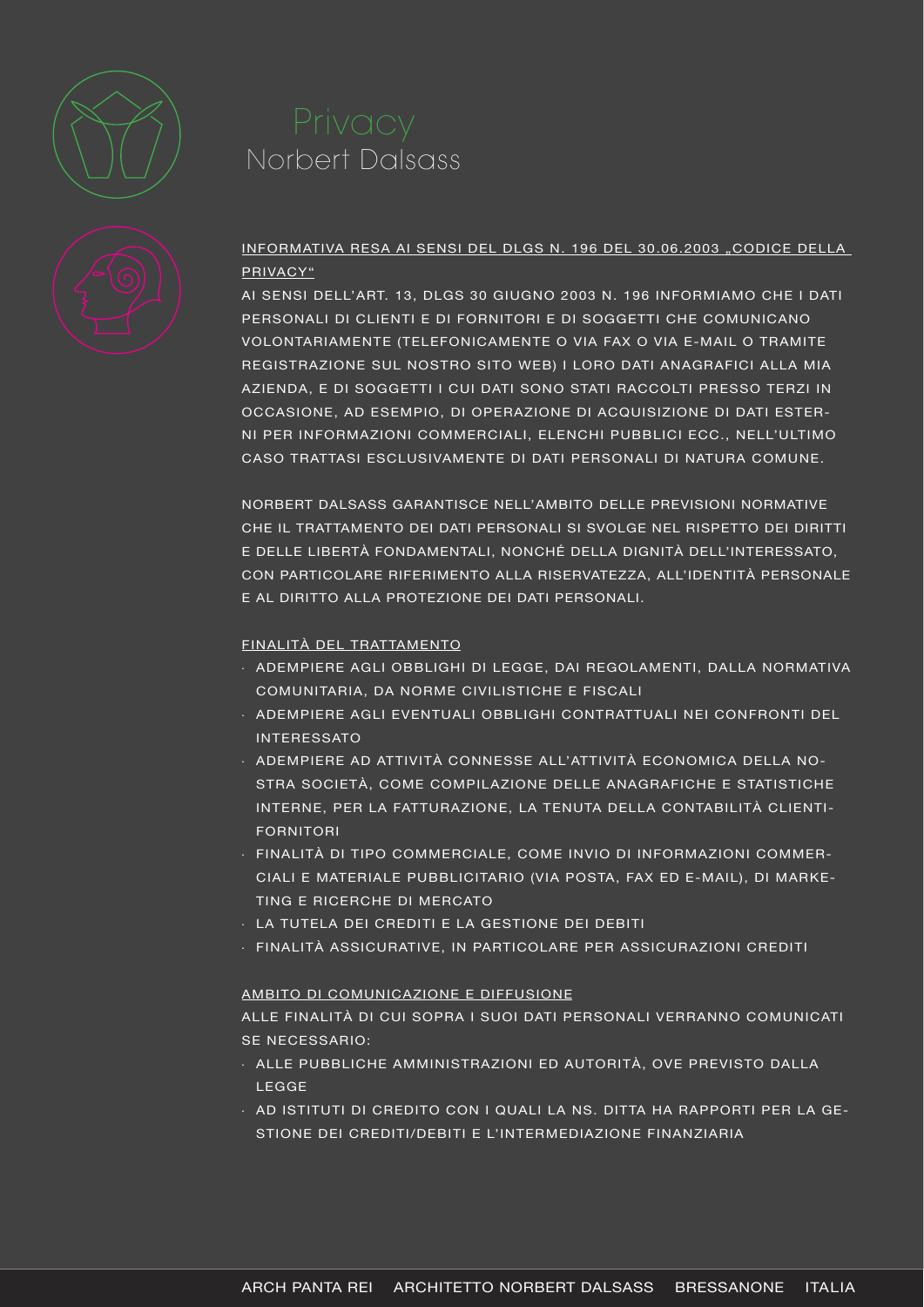# Privacy
## Norbert Dalsass

INFORMATIVA RESA AI SENSI DEL DLGS N. 196 DEL 30.06.2003 „CODICE DELLA PRIVACY"

AI SENSI DELL'ART. 13, DLGS 30 GIUGNO 2003 N. 196 INFORMIAMO CHE I DATI PERSONALI DI CLIENTI E DI FORNITORI E DI SOGGETTI CHE COMUNICANO VOLONTARIAMENTE (TELEFONICAMENTE O VIA FAX O VIA E-MAIL O TRAMITE REGISTRAZIONE SUL NOSTRO SITO WEB) I LORO DATI ANAGRAFICI ALLA MIA AZIENDA, E DI SOGGETTI I CUI DATI SONO STATI RACCOLTI PRESSO TERZI IN OCCASIONE, AD ESEMPIO, DI OPERAZIONE DI ACQUISIZIONE DI DATI ESTERNI PER INFORMAZIONI COMMERCIALI, ELENCHI PUBBLICI ECC., NELL'ULTIMO CASO TRATTASI ESCLUSIVAMENTE DI DATI PERSONALI DI NATURA COMUNE.

NORBERT DALSASS GARANTISCE NELL'AMBITO DELLE PREVISIONI NORMATIVE CHE IL TRATTAMENTO DEI DATI PERSONALI SI SVOLGE NEL RISPETTO DEI DIRITTI E DELLE LIBERTÀ FONDAMENTALI, NONCHÉ DELLA DIGNITÀ DELL'INTERESSATO, CON PARTICOLARE RIFERIMENTO ALLA RISERVATEZZA, ALL'IDENTITÀ PERSONALE E AL DIRITTO ALLA PROTEZIONE DEI DATI PERSONALI.

FINALITÀ DEL TRATTAMENTO

- ADEMPIERE AGLI OBBLIGHI DI LEGGE, DAI REGOLAMENTI, DALLA NORMATIVA COMUNITARIA, DA NORME CIVILISTICHE E FISCALI
- ADEMPIERE AGLI EVENTUALI OBBLIGHI CONTRATTUALI NEI CONFRONTI DEL INTERESSATO
- ADEMPIERE AD ATTIVITÀ CONNESSE ALL'ATTIVITÀ ECONOMICA DELLA NOSTRA SOCIETÀ, COME COMPILAZIONE DELLE ANAGRAFICHE E STATISTICHE INTERNE, PER LA FATTURAZIONE, LA TENUTA DELLA CONTABILITÀ CLIENTI-FORNITORI
- FINALITÀ DI TIPO COMMERCIALE, COME INVIO DI INFORMAZIONI COMMERCIALI E MATERIALE PUBBLICITARIO (VIA POSTA, FAX ED E-MAIL), DI MARKETING E RICERCHE DI MERCATO
- LA TUTELA DEI CREDITI E LA GESTIONE DEI DEBITI
- FINALITÀ ASSICURATIVE, IN PARTICOLARE PER ASSICURAZIONI CREDITI

AMBITO DI COMUNICAZIONE E DIFFUSIONE

ALLE FINALITÀ DI CUI SOPRA I SUOI DATI PERSONALI VERRANNO COMUNICATI SE NECESSARIO:

- ALLE PUBBLICHE AMMINISTRAZIONI ED AUTORITÀ, OVE PREVISTO DALLA LEGGE
- AD ISTITUTI DI CREDITO CON I QUALI LA NS. DITTA HA RAPPORTI PER LA GESTIONE DEI CREDITI/DEBITI E L'INTERMEDIAZIONE FINANZIARIA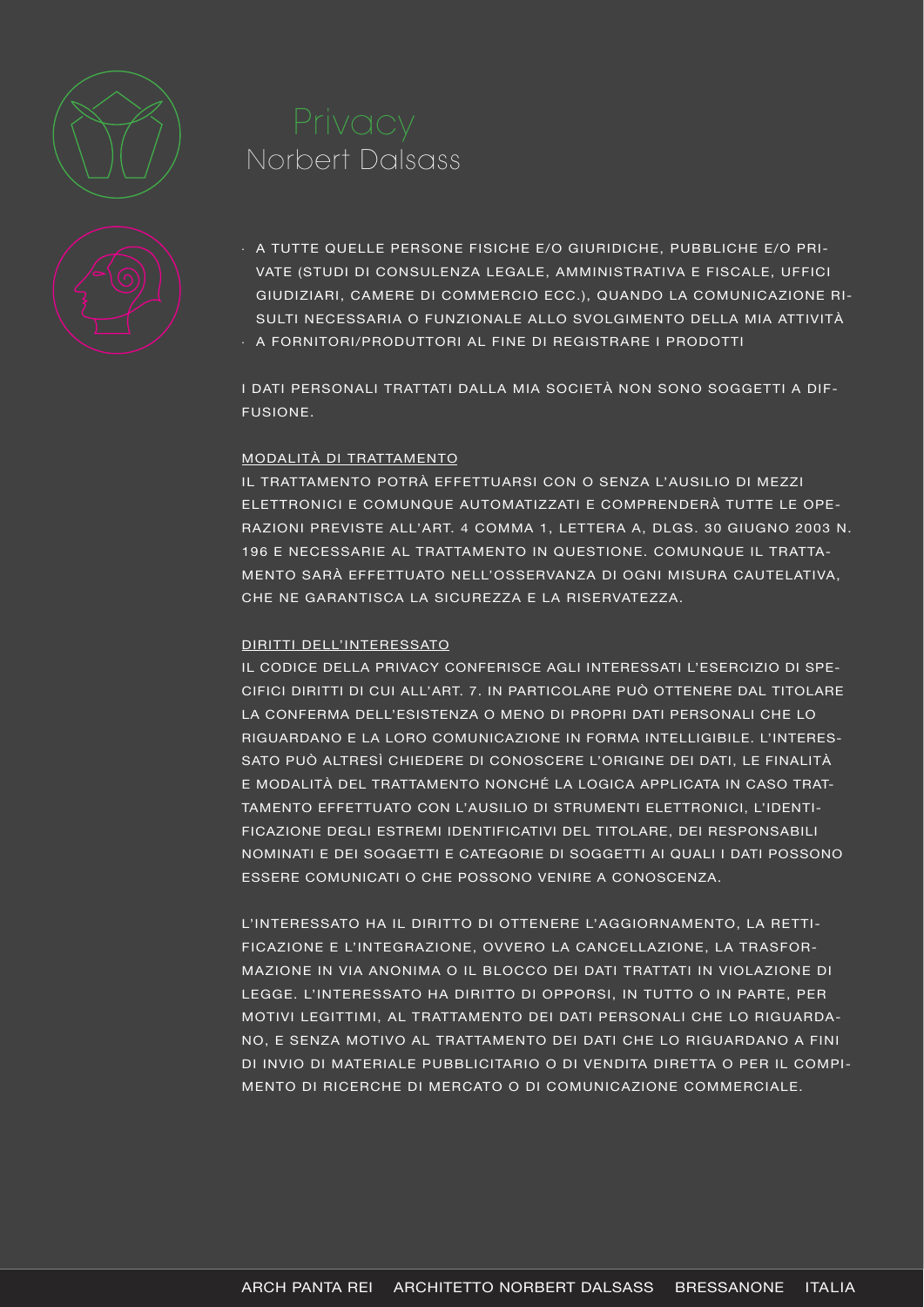# Privacy
## Norbert Dalsass

- A TUTTE QUELLE PERSONE FISICHE E/O GIURIDICHE, PUBBLICHE E/O PRIVATE (STUDI DI CONSULENZA LEGALE, AMMINISTRATIVA E FISCALE, UFFICI GIUDIZIARI, CAMERE DI COMMERCIO ECC.), QUANDO LA COMUNICAZIONE RISULTI NECESSARIA O FUNZIONALE ALLO SVOLGIMENTO DELLA MIA ATTIVITÀ
- A FORNITORI/PRODUTTORI AL FINE DI REGISTRARE I PRODOTTI

I DATI PERSONALI TRATTATI DALLA MIA SOCIETÀ NON SONO SOGGETTI A DIFFUSIONE.

<u>MODALITÀ DI TRATTAMENTO</u>

IL TRATTAMENTO POTRÀ EFFETTUARSI CON O SENZA L'AUSILIO DI MEZZI ELETTRONICI E COMUNQUE AUTOMATIZZATI E COMPRENDERÀ TUTTE LE OPERAZIONI PREVISTE ALL'ART. 4 COMMA 1, LETTERA A, DLGS. 30 GIUGNO 2003 N. 196 E NECESSARIE AL TRATTAMENTO IN QUESTIONE. COMUNQUE IL TRATTAMENTO SARÀ EFFETTUATO NELL'OSSERVANZA DI OGNI MISURA CAUTELATIVA, CHE NE GARANTISCA LA SICUREZZA E LA RISERVATEZZA.

<u>DIRITTI DELL'INTERESSATO</u>

IL CODICE DELLA PRIVACY CONFERISCE AGLI INTERESSATI L'ESERCIZIO DI SPECIFICI DIRITTI DI CUI ALL'ART. 7. IN PARTICOLARE PUÒ OTTENERE DAL TITOLARE LA CONFERMA DELL'ESISTENZA O MENO DI PROPRI DATI PERSONALI CHE LO RIGUARDANO E LA LORO COMUNICAZIONE IN FORMA INTELLIGIBILE. L'INTERESSATO PUÒ ALTRESÌ CHIEDERE DI CONOSCERE L'ORIGINE DEI DATI, LE FINALITÀ E MODALITÀ DEL TRATTAMENTO NONCHÉ LA LOGICA APPLICATA IN CASO TRATTAMENTO EFFETTUATO CON L'AUSILIO DI STRUMENTI ELETTRONICI, L'IDENTIFICAZIONE DEGLI ESTREMI IDENTIFICATIVI DEL TITOLARE, DEI RESPONSABILI NOMINATI E DEI SOGGETTI E CATEGORIE DI SOGGETTI AI QUALI I DATI POSSONO ESSERE COMUNICATI O CHE POSSONO VENIRE A CONOSCENZA.

L'INTERESSATO HA IL DIRITTO DI OTTENERE L'AGGIORNAMENTO, LA RETTIFICAZIONE E L'INTEGRAZIONE, OVVERO LA CANCELLAZIONE, LA TRASFORMAZIONE IN VIA ANONIMA O IL BLOCCO DEI DATI TRATTATI IN VIOLAZIONE DI LEGGE. L'INTERESSATO HA DIRITTO DI OPPORSI, IN TUTTO O IN PARTE, PER MOTIVI LEGITTIMI, AL TRATTAMENTO DEI DATI PERSONALI CHE LO RIGUARDANO, E SENZA MOTIVO AL TRATTAMENTO DEI DATI CHE LO RIGUARDANO A FINI DI INVIO DI MATERIALE PUBBLICITARIO O DI VENDITA DIRETTA O PER IL COMPIMENTO DI RICERCHE DI MERCATO O DI COMUNICAZIONE COMMERCIALE.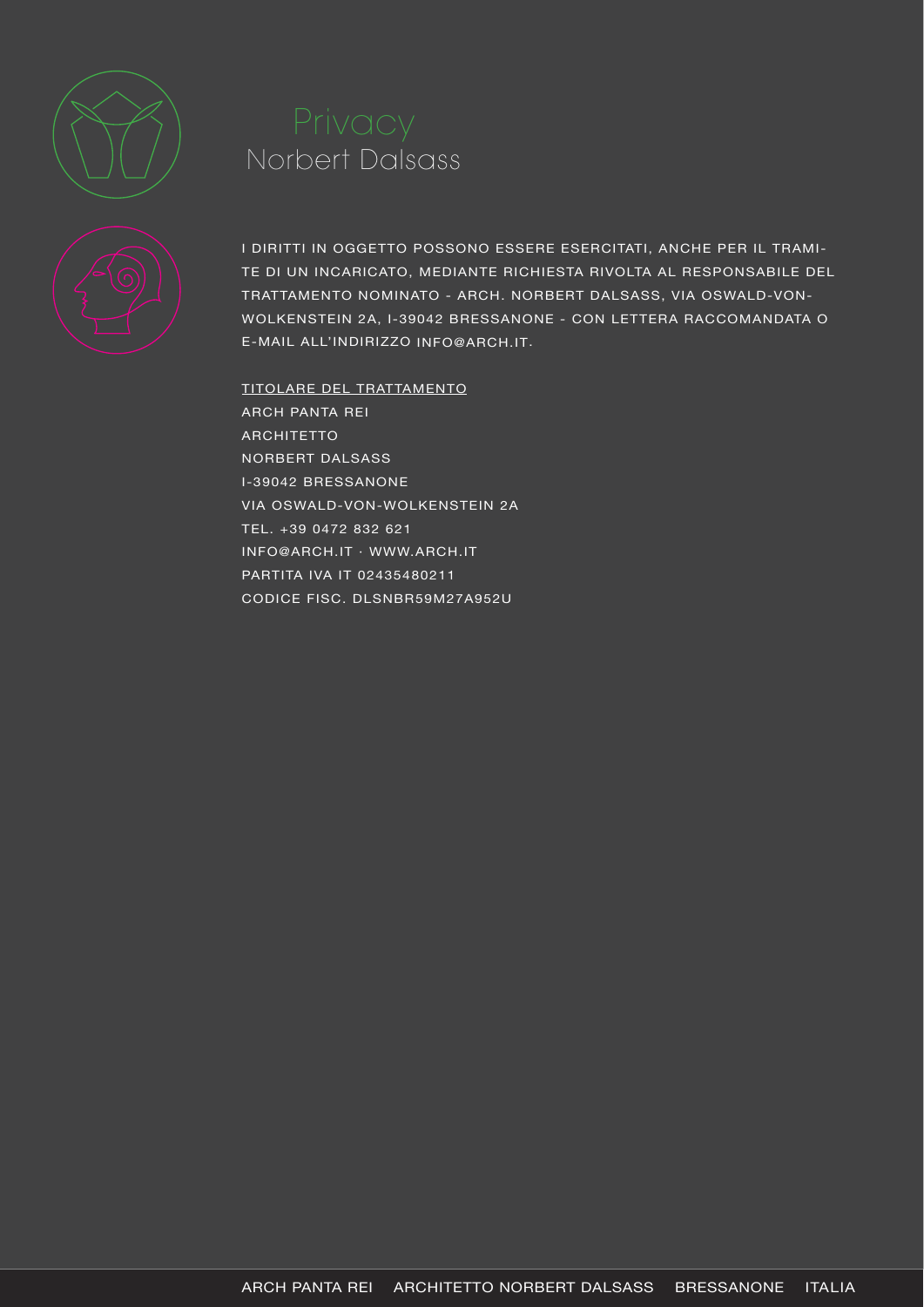# Privacy
## Norbert Dalsass

I DIRITTI IN OGGETTO POSSONO ESSERE ESERCITATI, ANCHE PER IL TRAMITE DI UN INCARICATO, MEDIANTE RICHIESTA RIVOLTA AL RESPONSABILE DEL TRATTAMENTO NOMINATO - ARCH. NORBERT DALSASS, VIA OSWALD-VON-WOLKENSTEIN 2A, I-39042 BRESSANONE - CON LETTERA RACCOMANDATA O E-MAIL ALL'INDIRIZZO INFO@ARCH.IT.

TITOLARE DEL TRATTAMENTO
ARCH PANTA REI
ARCHITETTO
NORBERT DALSASS
I-39042 BRESSANONE
VIA OSWALD-VON-WOLKENSTEIN 2A
TEL. +39 0472 832 621
INFO@ARCH.IT · WWW.ARCH.IT
PARTITA IVA IT 02435480211
CODICE FISC. DLSNBR59M27A952U